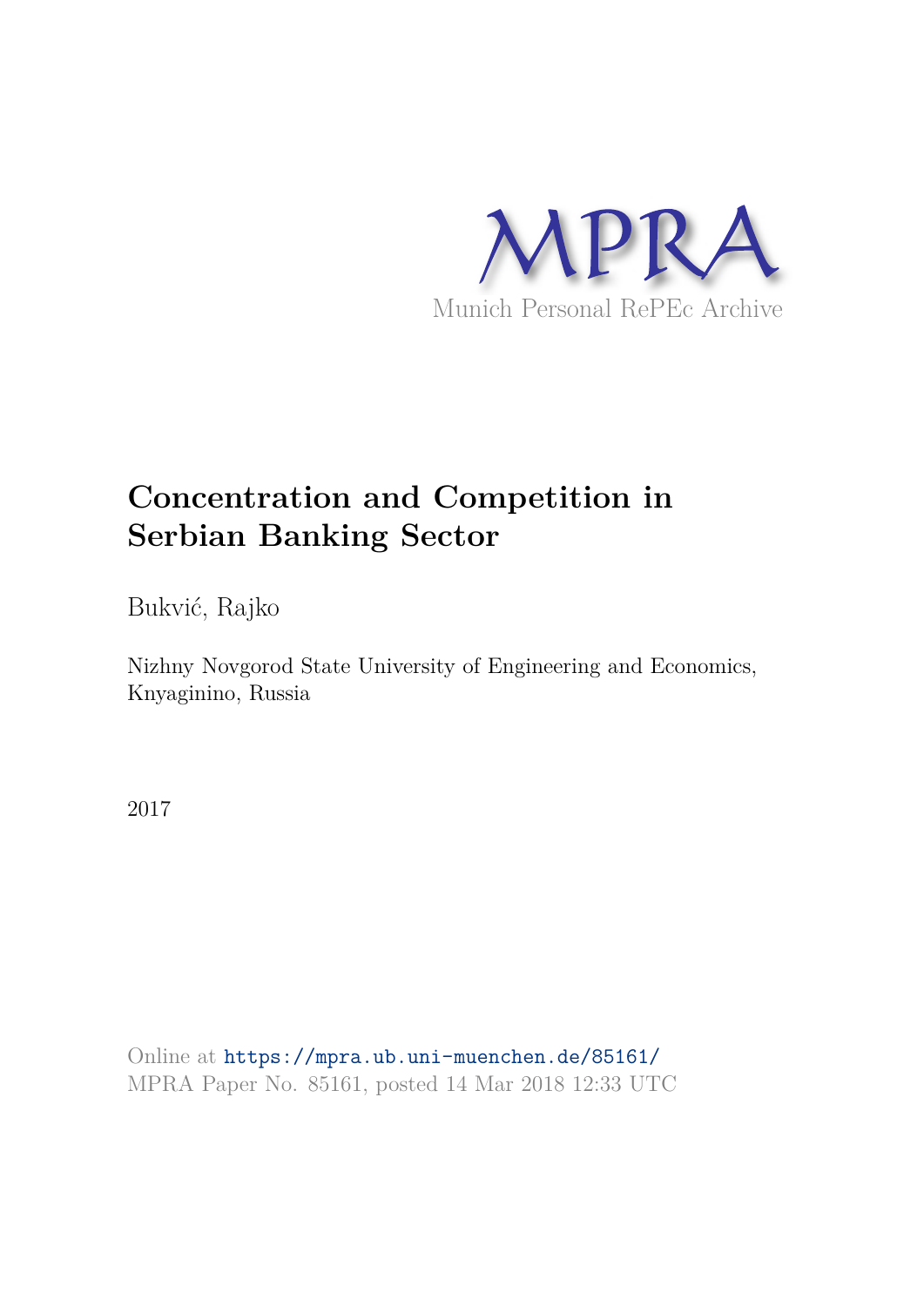MPRA

Munich Personal RePEc Archive

# Concentration and Competition in Serbian Banking Sector

Bukvić, Rajko

Nizhny Novgorod State University of Engineering and Economics, Knyaginino, Russia

2017

Online at https://mpra.ub.uni-muenchen.de/85161/
MPRA Paper No. 85161, posted 14 Mar 2018 12:33 UTC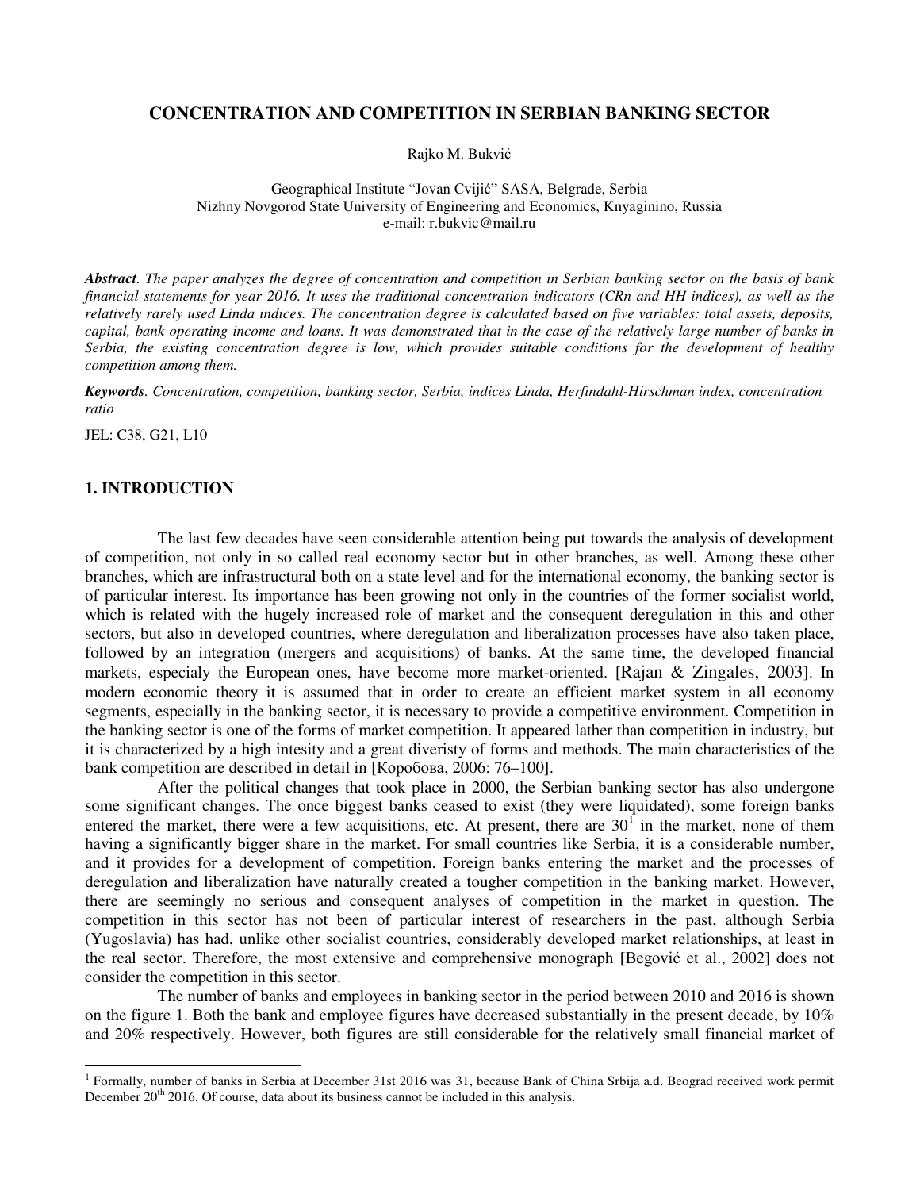# CONCENTRATION AND COMPETITION IN SERBIAN BANKING SECTOR

Rajko M. Bukvić

Geographical Institute "Jovan Cvijić" SASA, Belgrade, Serbia
Nizhny Novgorod State University of Engineering and Economics, Knyaginino, Russia
e-mail: r.bukvic@mail.ru

***Abstract****. The paper analyzes the degree of concentration and competition in Serbian banking sector on the basis of bank financial statements for year 2016. It uses the traditional concentration indicators (CRn and HH indices), as well as the relatively rarely used Linda indices. The concentration degree is calculated based on five variables: total assets, deposits, capital, bank operating income and loans. It was demonstrated that in the case of the relatively large number of banks in Serbia, the existing concentration degree is low, which provides suitable conditions for the development of healthy competition among them.*

***Keywords****. Concentration, competition, banking sector, Serbia, indices Linda, Herfindahl-Hirschman index, concentration ratio*

JEL: C38, G21, L10

## 1. INTRODUCTION

The last few decades have seen considerable attention being put towards the analysis of development of competition, not only in so called real economy sector but in other branches, as well. Among these other branches, which are infrastructural both on a state level and for the international economy, the banking sector is of particular interest. Its importance has been growing not only in the countries of the former socialist world, which is related with the hugely increased role of market and the consequent deregulation in this and other sectors, but also in developed countries, where deregulation and liberalization processes have also taken place, followed by an integration (mergers and acquisitions) of banks. At the same time, the developed financial markets, especialy the European ones, have become more market-oriented. [Rajan & Zingales, 2003]. In modern economic theory it is assumed that in order to create an efficient market system in all economy segments, especially in the banking sector, it is necessary to provide a competitive environment. Competition in the banking sector is one of the forms of market competition. It appeared lather than competition in industry, but it is characterized by a high intesity and a great diveristy of forms and methods. The main characteristics of the bank competition are described in detail in [Коробова, 2006: 76–100].

After the political changes that took place in 2000, the Serbian banking sector has also undergone some significant changes. The once biggest banks ceased to exist (they were liquidated), some foreign banks entered the market, there were a few acquisitions, etc. At present, there are 30[1] in the market, none of them having a significantly bigger share in the market. For small countries like Serbia, it is a considerable number, and it provides for a development of competition. Foreign banks entering the market and the processes of deregulation and liberalization have naturally created a tougher competition in the banking market. However, there are seemingly no serious and consequent analyses of competition in the market in question. The competition in this sector has not been of particular interest of researchers in the past, although Serbia (Yugoslavia) has had, unlike other socialist countries, considerably developed market relationships, at least in the real sector. Therefore, the most extensive and comprehensive monograph [Begović et al., 2002] does not consider the competition in this sector.

The number of banks and employees in banking sector in the period between 2010 and 2016 is shown on the figure 1. Both the bank and employee figures have decreased substantially in the present decade, by 10% and 20% respectively. However, both figures are still considerable for the relatively small financial market of

[1] Formally, number of banks in Serbia at December 31st 2016 was 31, because Bank of China Srbija a.d. Beograd received work permit December 20th 2016. Of course, data about its business cannot be included in this analysis.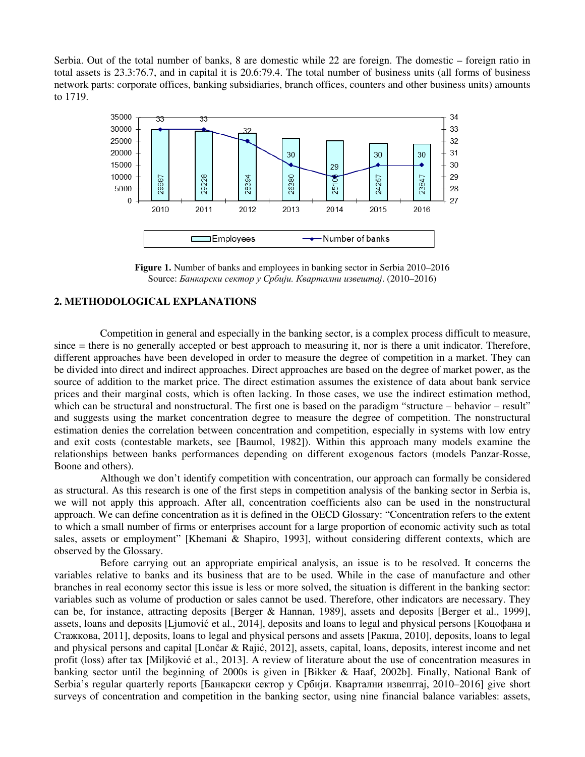Serbia. Out of the total number of banks, 8 are domestic while 22 are foreign. The domestic – foreign ratio in total assets is 23.3:76.7, and in capital it is 20.6:79.4. The total number of business units (all forms of business network parts: corporate offices, banking subsidiaries, branch offices, counters and other business units) amounts to 1719.

**Figure 1.** Number of banks and employees in banking sector in Serbia 2010–2016
Source: *Банкарски сектор у Србији. Квартални извештај*. (2010–2016)

## 2. METHODOLOGICAL EXPLANATIONS

Competition in general and especially in the banking sector, is a complex process difficult to measure, since = there is no generally accepted or best approach to measuring it, nor is there a unit indicator. Therefore, different approaches have been developed in order to measure the degree of competition in a market. They can be divided into direct and indirect approaches. Direct approaches are based on the degree of market power, as the source of addition to the market price. The direct estimation assumes the existence of data about bank service prices and their marginal costs, which is often lacking. In those cases, we use the indirect estimation method, which can be structural and nonstructural. The first one is based on the paradigm "structure – behavior – result" and suggests using the market concentration degree to measure the degree of competition. The nonstructural estimation denies the correlation between concentration and competition, especially in systems with low entry and exit costs (contestable markets, see [Baumol, 1982]). Within this approach many models examine the relationships between banks performances depending on different exogenous factors (models Panzar-Rosse, Boone and others).

Although we don't identify competition with concentration, our approach can formally be considered as structural. As this research is one of the first steps in competition analysis of the banking sector in Serbia is, we will not apply this approach. After all, concentration coefficients also can be used in the nonstructural approach. We can define concentration as it is defined in the OECD Glossary: "Concentration refers to the extent to which a small number of firms or enterprises account for a large proportion of economic activity such as total sales, assets or employment" [Khemani & Shapiro, 1993], without considering different contexts, which are observed by the Glossary.

Before carrying out an appropriate empirical analysis, an issue is to be resolved. It concerns the variables relative to banks and its business that are to be used. While in the case of manufacture and other branches in real economy sector this issue is less or more solved, the situation is different in the banking sector: variables such as volume of production or sales cannot be used. Therefore, other indicators are necessary. They can be, for instance, attracting deposits [Berger & Hannan, 1989], assets and deposits [Berger et al., 1999], assets, loans and deposits [Ljumović et al., 2014], deposits and loans to legal and physical persons [Коцофана и Стажкова, 2011], deposits, loans to legal and physical persons and assets [Ракша, 2010], deposits, loans to legal and physical persons and capital [Lončar & Rajić, 2012], assets, capital, loans, deposits, interest income and net profit (loss) after tax [Miljković et al., 2013]. A review of literature about the use of concentration measures in banking sector until the beginning of 2000s is given in [Bikker & Haaf, 2002b]. Finally, National Bank of Serbia's regular quarterly reports [Банкарски сектор у Србији. Квартални извештај, 2010–2016] give short surveys of concentration and competition in the banking sector, using nine financial balance variables: assets,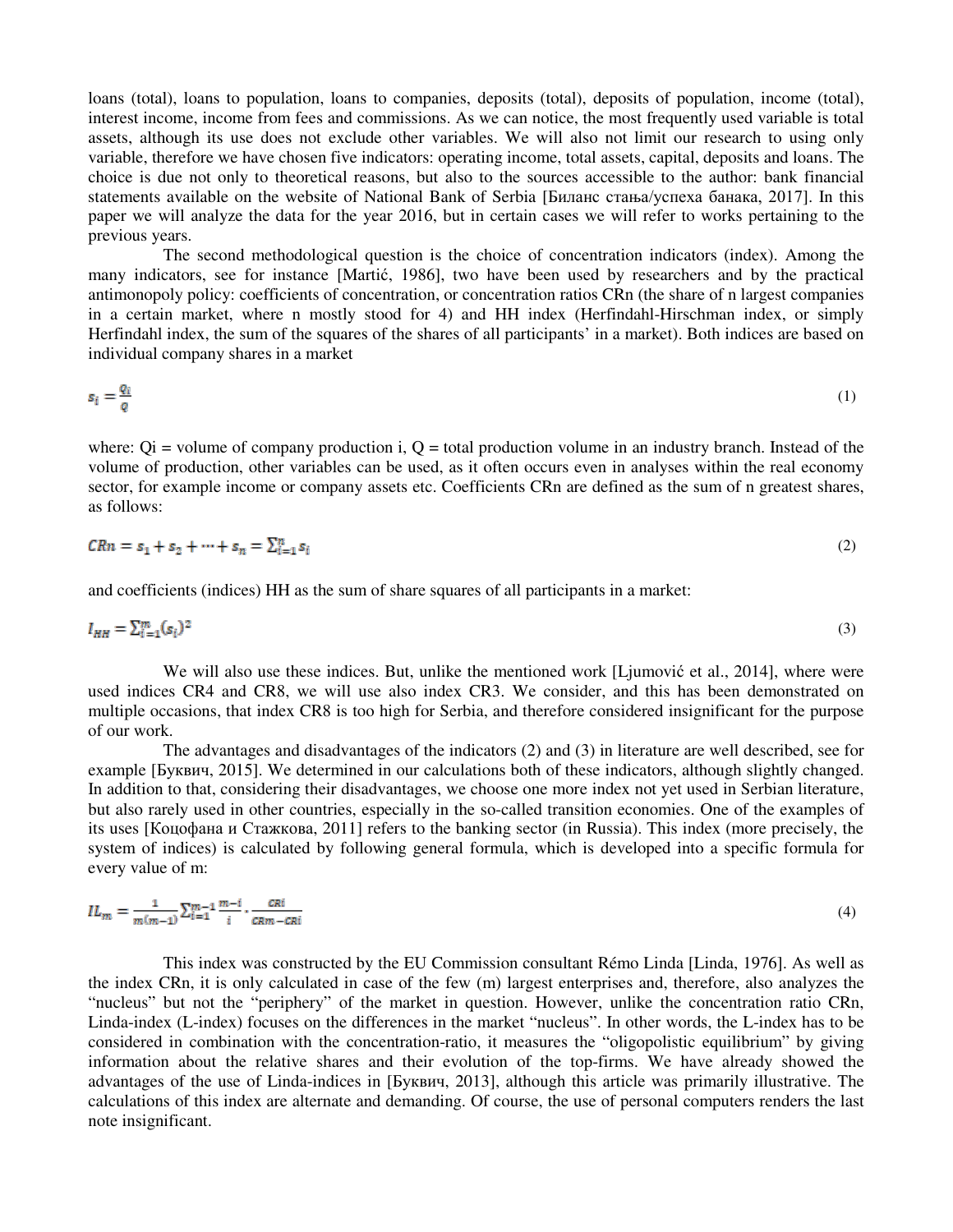loans (total), loans to population, loans to companies, deposits (total), deposits of population, income (total), interest income, income from fees and commissions. As we can notice, the most frequently used variable is total assets, although its use does not exclude other variables. We will also not limit our research to using only variable, therefore we have chosen five indicators: operating income, total assets, capital, deposits and loans. The choice is due not only to theoretical reasons, but also to the sources accessible to the author: bank financial statements available on the website of National Bank of Serbia [Биланс стања/успеха банака, 2017]. In this paper we will analyze the data for the year 2016, but in certain cases we will refer to works pertaining to the previous years.

The second methodological question is the choice of concentration indicators (index). Among the many indicators, see for instance [Martić, 1986], two have been used by researchers and by the practical antimonopoly policy: coefficients of concentration, or concentration ratios CRn (the share of n largest companies in a certain market, where n mostly stood for 4) and HH index (Herfindahl-Hirschman index, or simply Herfindahl index, the sum of the squares of the shares of all participants' in a market). Both indices are based on individual company shares in a market

$$s_i = \frac{Q_i}{Q} \tag{1}$$

where: Qi = volume of company production i, Q = total production volume in an industry branch. Instead of the volume of production, other variables can be used, as it often occurs even in analyses within the real economy sector, for example income or company assets etc. Coefficients CRn are defined as the sum of n greatest shares, as follows:

$$CRn = s_1 + s_2 + \cdots + s_n = \sum_{i=1}^{n} s_i \tag{2}$$

and coefficients (indices) HH as the sum of share squares of all participants in a market:

$$I_{HH} = \sum_{i=1}^{m} (s_i)^2 \tag{3}$$

We will also use these indices. But, unlike the mentioned work [Ljumović et al., 2014], where were used indices CR4 and CR8, we will use also index CR3. We consider, and this has been demonstrated on multiple occasions, that index CR8 is too high for Serbia, and therefore considered insignificant for the purpose of our work.

The advantages and disadvantages of the indicators (2) and (3) in literature are well described, see for example [Буквич, 2015]. We determined in our calculations both of these indicators, although slightly changed. In addition to that, considering their disadvantages, we choose one more index not yet used in Serbian literature, but also rarely used in other countries, especially in the so-called transition economies. One of the examples of its uses [Коцофана и Стажкова, 2011] refers to the banking sector (in Russia). This index (more precisely, the system of indices) is calculated by following general formula, which is developed into a specific formula for every value of m:

$$IL_m = \frac{1}{m(m-1)} \sum_{i=1}^{m-1} \frac{m-i}{i} \cdot \frac{CRi}{CRm - CRi} \tag{4}$$

This index was constructed by the EU Commission consultant Rémo Linda [Linda, 1976]. As well as the index CRn, it is only calculated in case of the few (m) largest enterprises and, therefore, also analyzes the "nucleus" but not the "periphery" of the market in question. However, unlike the concentration ratio CRn, Linda-index (L-index) focuses on the differences in the market "nucleus". In other words, the L-index has to be considered in combination with the concentration-ratio, it measures the "oligopolistic equilibrium" by giving information about the relative shares and their evolution of the top-firms. We have already showed the advantages of the use of Linda-indices in [Буквич, 2013], although this article was primarily illustrative. The calculations of this index are alternate and demanding. Of course, the use of personal computers renders the last note insignificant.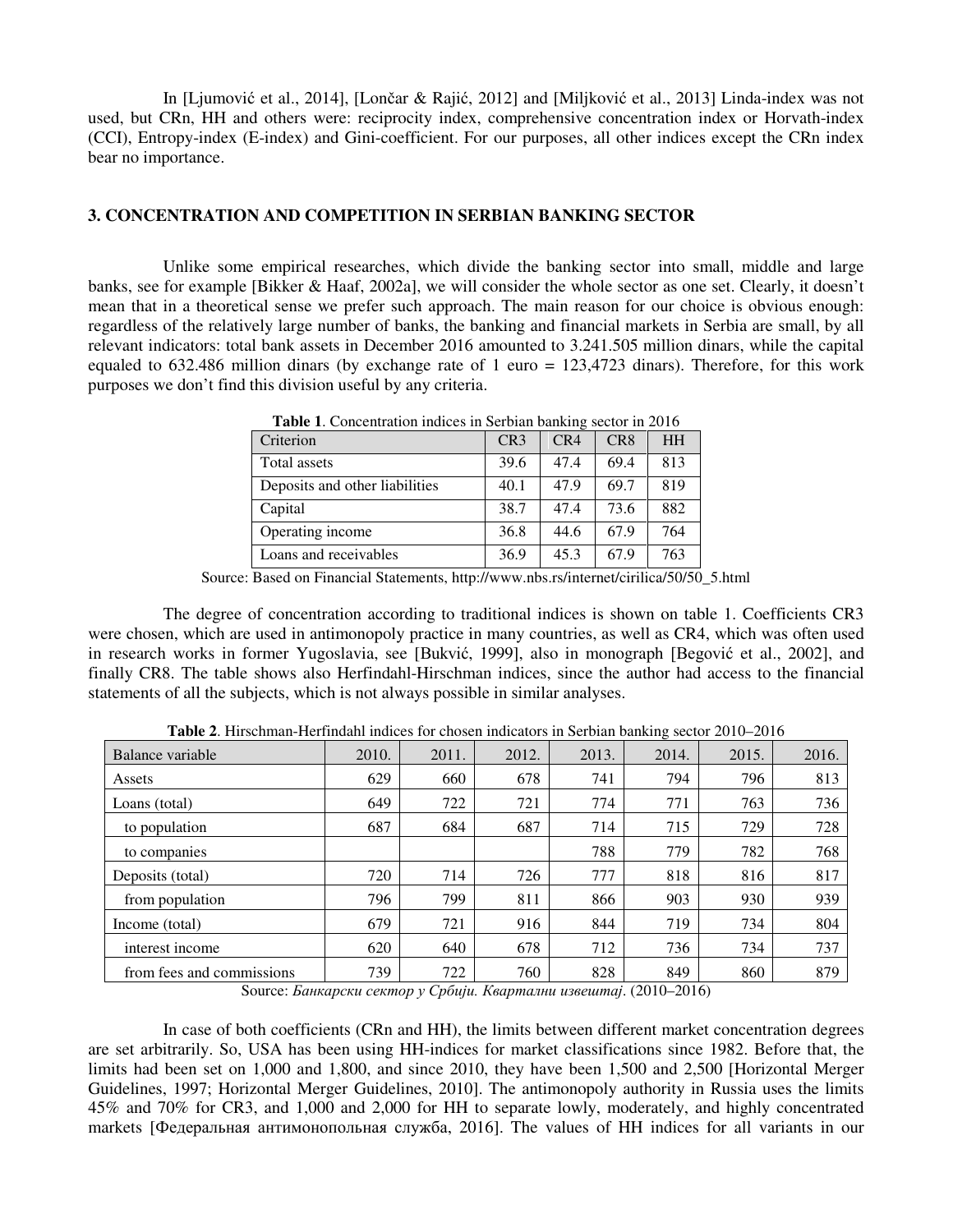In [Ljumović et al., 2014], [Lončar & Rajić, 2012] and [Miljković et al., 2013] Linda-index was not used, but CRn, HH and others were: reciprocity index, comprehensive concentration index or Horvath-index (CCI), Entropy-index (E-index) and Gini-coefficient. For our purposes, all other indices except the CRn index bear no importance.

## 3. CONCENTRATION AND COMPETITION IN SERBIAN BANKING SECTOR

Unlike some empirical researches, which divide the banking sector into small, middle and large banks, see for example [Bikker & Haaf, 2002a], we will consider the whole sector as one set. Clearly, it doesn't mean that in a theoretical sense we prefer such approach. The main reason for our choice is obvious enough: regardless of the relatively large number of banks, the banking and financial markets in Serbia are small, by all relevant indicators: total bank assets in December 2016 amounted to 3.241.505 million dinars, while the capital equaled to 632.486 million dinars (by exchange rate of 1 euro = 123,4723 dinars). Therefore, for this work purposes we don't find this division useful by any criteria.

**Table 1**. Concentration indices in Serbian banking sector in 2016

| Criterion | CR3 | CR4 | CR8 | HH |
|---|---|---|---|---|
| Total assets | 39.6 | 47.4 | 69.4 | 813 |
| Deposits and other liabilities | 40.1 | 47.9 | 69.7 | 819 |
| Capital | 38.7 | 47.4 | 73.6 | 882 |
| Operating income | 36.8 | 44.6 | 67.9 | 764 |
| Loans and receivables | 36.9 | 45.3 | 67.9 | 763 |

Source: Based on Financial Statements, http://www.nbs.rs/internet/cirilica/50/50_5.html

The degree of concentration according to traditional indices is shown on table 1. Coefficients CR3 were chosen, which are used in antimonopoly practice in many countries, as well as CR4, which was often used in research works in former Yugoslavia, see [Bukvić, 1999], also in monograph [Begović et al., 2002], and finally CR8. The table shows also Herfindahl-Hirschman indices, since the author had access to the financial statements of all the subjects, which is not always possible in similar analyses.

**Table 2**. Hirschman-Herfindahl indices for chosen indicators in Serbian banking sector 2010–2016

| Balance variable | 2010. | 2011. | 2012. | 2013. | 2014. | 2015. | 2016. |
|---|---|---|---|---|---|---|---|
| Assets | 629 | 660 | 678 | 741 | 794 | 796 | 813 |
| Loans (total) | 649 | 722 | 721 | 774 | 771 | 763 | 736 |
| to population | 687 | 684 | 687 | 714 | 715 | 729 | 728 |
| to companies | | | | 788 | 779 | 782 | 768 |
| Deposits (total) | 720 | 714 | 726 | 777 | 818 | 816 | 817 |
| from population | 796 | 799 | 811 | 866 | 903 | 930 | 939 |
| Income (total) | 679 | 721 | 916 | 844 | 719 | 734 | 804 |
| interest income | 620 | 640 | 678 | 712 | 736 | 734 | 737 |
| from fees and commissions | 739 | 722 | 760 | 828 | 849 | 860 | 879 |

Source: *Банкарски сектор у Србији. Квартални извештај*. (2010–2016)

In case of both coefficients (CRn and HH), the limits between different market concentration degrees are set arbitrarily. So, USA has been using HH-indices for market classifications since 1982. Before that, the limits had been set on 1,000 and 1,800, and since 2010, they have been 1,500 and 2,500 [Horizontal Merger Guidelines, 1997; Horizontal Merger Guidelines, 2010]. The antimonopoly authority in Russia uses the limits 45% and 70% for CR3, and 1,000 and 2,000 for HH to separate lowly, moderately, and highly concentrated markets [Федеральная антимонопольная служба, 2016]. The values of HH indices for all variants in our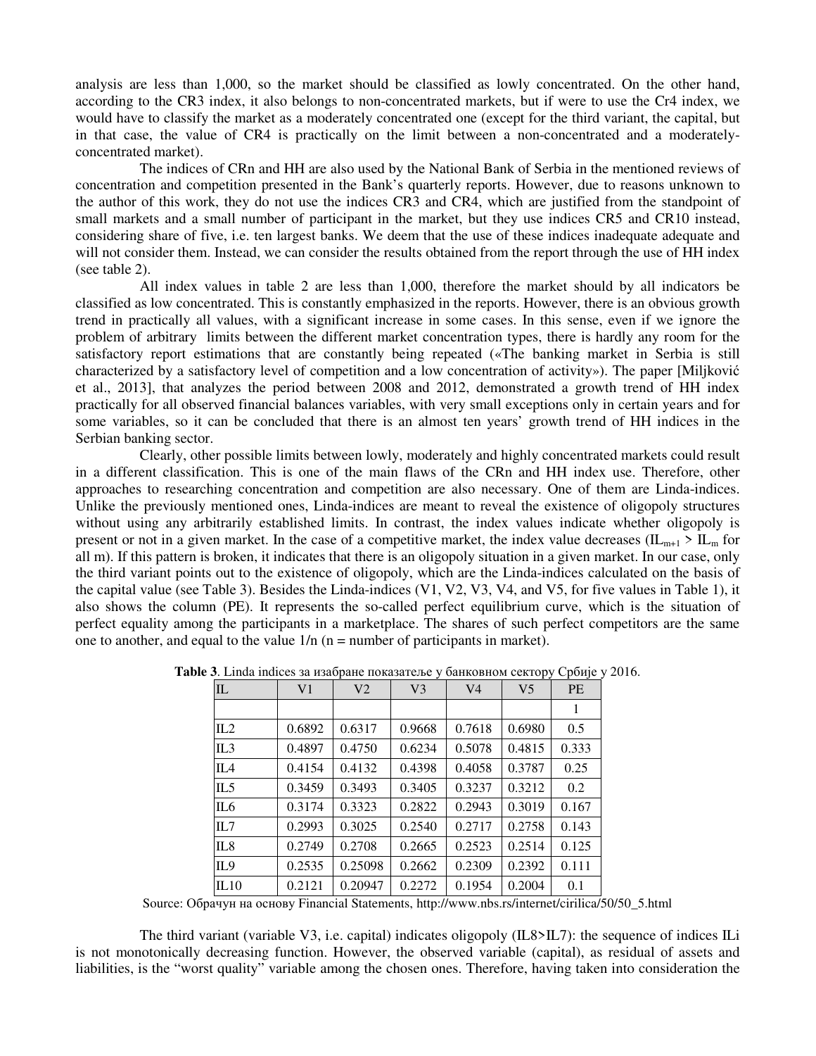analysis are less than 1,000, so the market should be classified as lowly concentrated. On the other hand, according to the CR3 index, it also belongs to non-concentrated markets, but if were to use the Cr4 index, we would have to classify the market as a moderately concentrated one (except for the third variant, the capital, but in that case, the value of CR4 is practically on the limit between a non-concentrated and a moderately-concentrated market).

The indices of CRn and HH are also used by the National Bank of Serbia in the mentioned reviews of concentration and competition presented in the Bank's quarterly reports. However, due to reasons unknown to the author of this work, they do not use the indices CR3 and CR4, which are justified from the standpoint of small markets and a small number of participant in the market, but they use indices CR5 and CR10 instead, considering share of five, i.e. ten largest banks. We deem that the use of these indices inadequate adequate and will not consider them. Instead, we can consider the results obtained from the report through the use of HH index (see table 2).

All index values in table 2 are less than 1,000, therefore the market should by all indicators be classified as low concentrated. This is constantly emphasized in the reports. However, there is an obvious growth trend in practically all values, with a significant increase in some cases. In this sense, even if we ignore the problem of arbitrary limits between the different market concentration types, there is hardly any room for the satisfactory report estimations that are constantly being repeated («The banking market in Serbia is still characterized by a satisfactory level of competition and a low concentration of activity»). The paper [Miljković et al., 2013], that analyzes the period between 2008 and 2012, demonstrated a growth trend of HH index practically for all observed financial balances variables, with very small exceptions only in certain years and for some variables, so it can be concluded that there is an almost ten years' growth trend of HH indices in the Serbian banking sector.

Clearly, other possible limits between lowly, moderately and highly concentrated markets could result in a different classification. This is one of the main flaws of the CRn and HH index use. Therefore, other approaches to researching concentration and competition are also necessary. One of them are Linda-indices. Unlike the previously mentioned ones, Linda-indices are meant to reveal the existence of oligopoly structures without using any arbitrarily established limits. In contrast, the index values indicate whether oligopoly is present or not in a given market. In the case of a competitive market, the index value decreases ($IL_{m+1} > IL_m$ for all m). If this pattern is broken, it indicates that there is an oligopoly situation in a given market. In our case, only the third variant points out to the existence of oligopoly, which are the Linda-indices calculated on the basis of the capital value (see Table 3). Besides the Linda-indices (V1, V2, V3, V4, and V5, for five values in Table 1), it also shows the column (PE). It represents the so-called perfect equilibrium curve, which is the situation of perfect equality among the participants in a marketplace. The shares of such perfect competitors are the same one to another, and equal to the value 1/n (n = number of participants in market).

**Table 3**. Linda indices за изабране показатеље у банковном сектору Србије у 2016.

| IL | V1 | V2 | V3 | V4 | V5 | PE |
|---|---|---|---|---|---|---|
| | | | | | | 1 |
| IL2 | 0.6892 | 0.6317 | 0.9668 | 0.7618 | 0.6980 | 0.5 |
| IL3 | 0.4897 | 0.4750 | 0.6234 | 0.5078 | 0.4815 | 0.333 |
| IL4 | 0.4154 | 0.4132 | 0.4398 | 0.4058 | 0.3787 | 0.25 |
| IL5 | 0.3459 | 0.3493 | 0.3405 | 0.3237 | 0.3212 | 0.2 |
| IL6 | 0.3174 | 0.3323 | 0.2822 | 0.2943 | 0.3019 | 0.167 |
| IL7 | 0.2993 | 0.3025 | 0.2540 | 0.2717 | 0.2758 | 0.143 |
| IL8 | 0.2749 | 0.2708 | 0.2665 | 0.2523 | 0.2514 | 0.125 |
| IL9 | 0.2535 | 0.25098 | 0.2662 | 0.2309 | 0.2392 | 0.111 |
| IL10 | 0.2121 | 0.20947 | 0.2272 | 0.1954 | 0.2004 | 0.1 |

Source: Обрачун на основу Financial Statements, http://www.nbs.rs/internet/cirilica/50/50_5.html

The third variant (variable V3, i.e. capital) indicates oligopoly (IL8>IL7): the sequence of indices ILi is not monotonically decreasing function. However, the observed variable (capital), as residual of assets and liabilities, is the "worst quality" variable among the chosen ones. Therefore, having taken into consideration the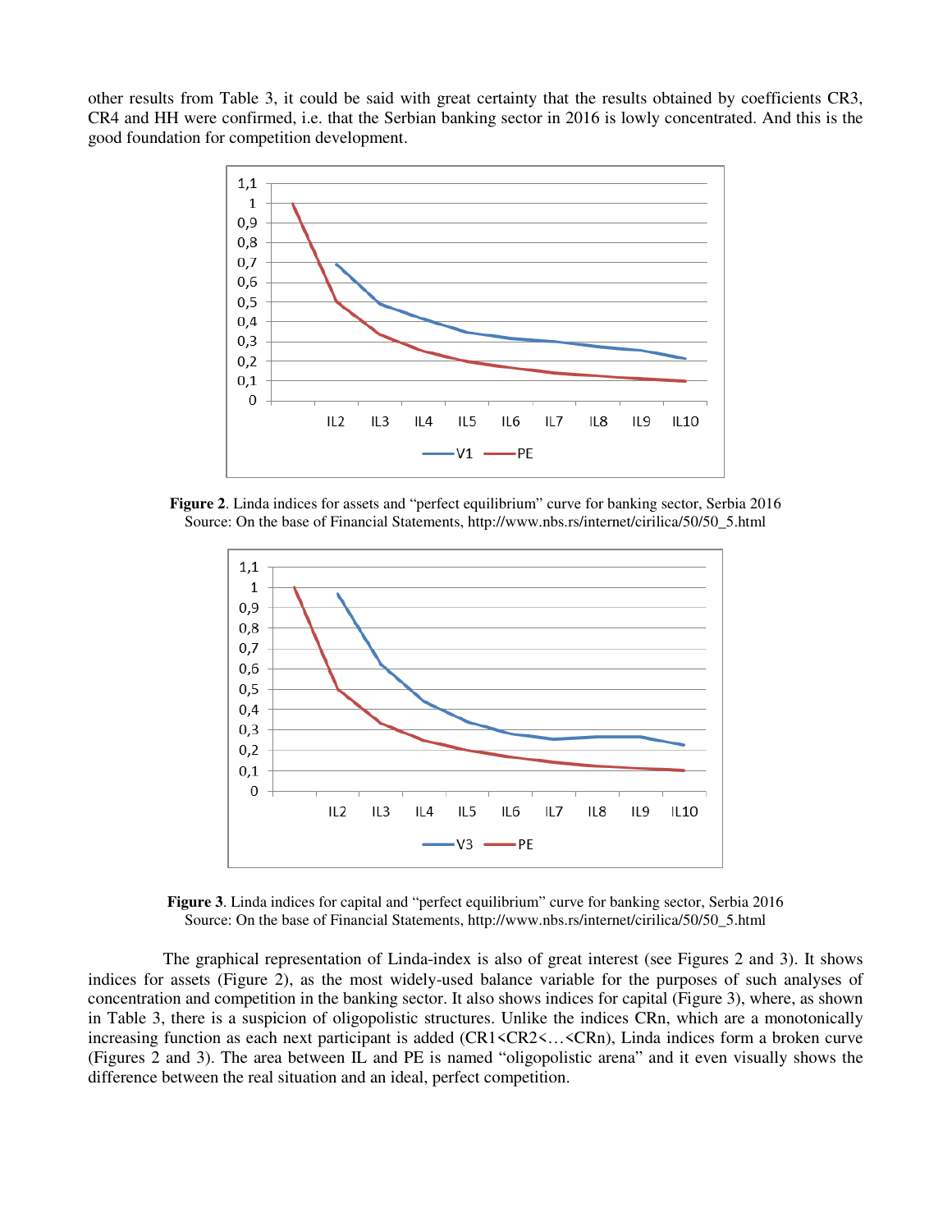other results from Table 3, it could be said with great certainty that the results obtained by coefficients CR3, CR4 and HH were confirmed, i.e. that the Serbian banking sector in 2016 is lowly concentrated. And this is the good foundation for competition development.

**Figure 2**. Linda indices for assets and "perfect equilibrium" curve for banking sector, Serbia 2016
Source: On the base of Financial Statements, http://www.nbs.rs/internet/cirilica/50/50_5.html

**Figure 3**. Linda indices for capital and "perfect equilibrium" curve for banking sector, Serbia 2016
Source: On the base of Financial Statements, http://www.nbs.rs/internet/cirilica/50/50_5.html

The graphical representation of Linda-index is also of great interest (see Figures 2 and 3). It shows indices for assets (Figure 2), as the most widely-used balance variable for the purposes of such analyses of concentration and competition in the banking sector. It also shows indices for capital (Figure 3), where, as shown in Table 3, there is a suspicion of oligopolistic structures. Unlike the indices CRn, which are a monotonically increasing function as each next participant is added (CR1<CR2<…<CRn), Linda indices form a broken curve (Figures 2 and 3). The area between IL and PE is named "oligopolistic arena" and it even visually shows the difference between the real situation and an ideal, perfect competition.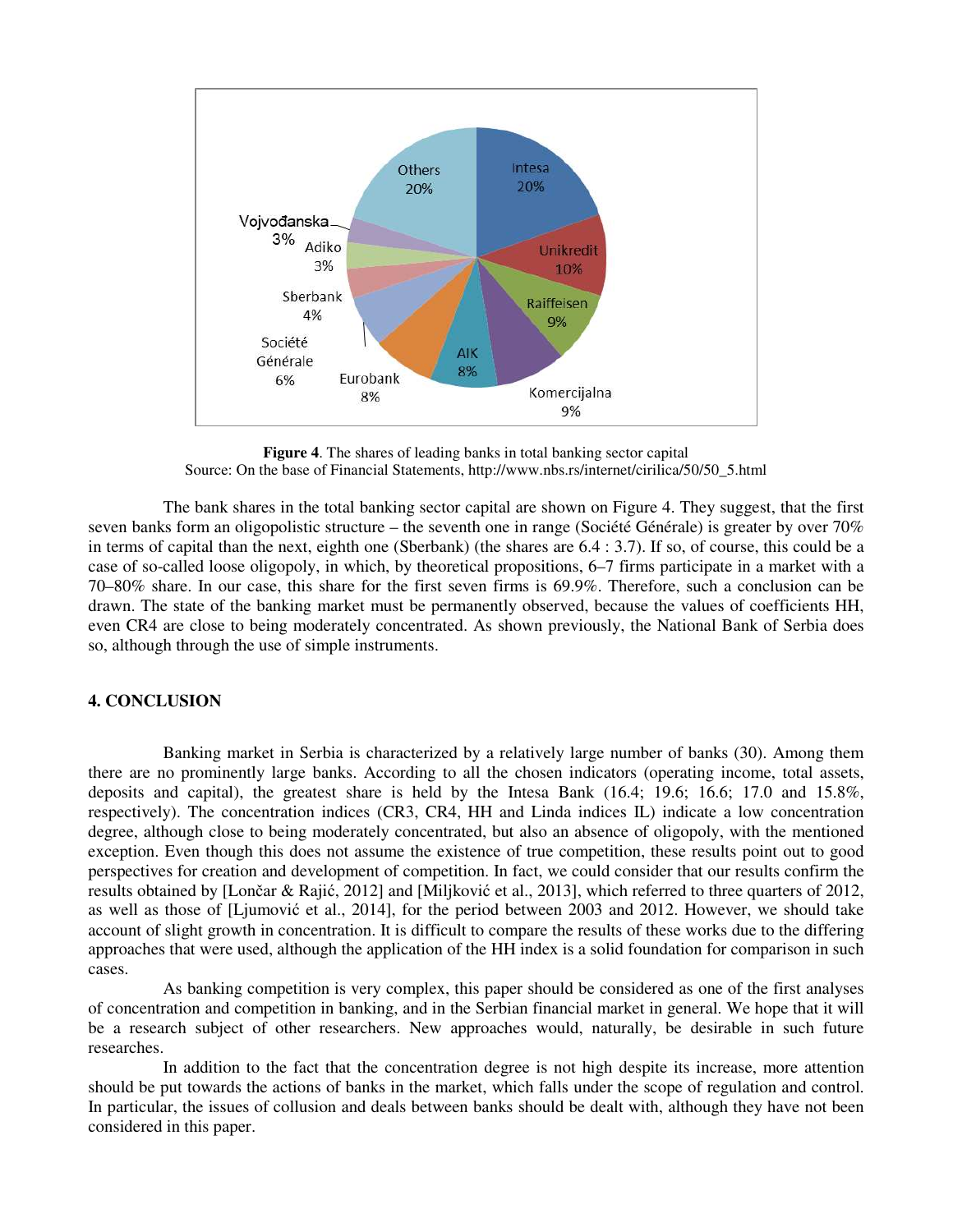**Figure 4**. The shares of leading banks in total banking sector capital
Source: On the base of Financial Statements, http://www.nbs.rs/internet/cirilica/50/50_5.html

The bank shares in the total banking sector capital are shown on Figure 4. They suggest, that the first seven banks form an oligopolistic structure – the seventh one in range (Société Générale) is greater by over 70% in terms of capital than the next, eighth one (Sberbank) (the shares are 6.4 : 3.7). If so, of course, this could be a case of so-called loose oligopoly, in which, by theoretical propositions, 6–7 firms participate in a market with a 70–80% share. In our case, this share for the first seven firms is 69.9%. Therefore, such a conclusion can be drawn. The state of the banking market must be permanently observed, because the values of coefficients HH, even CR4 are close to being moderately concentrated. As shown previously, the National Bank of Serbia does so, although through the use of simple instruments.

## 4. CONCLUSION

Banking market in Serbia is characterized by a relatively large number of banks (30). Among them there are no prominently large banks. According to all the chosen indicators (operating income, total assets, deposits and capital), the greatest share is held by the Intesa Bank (16.4; 19.6; 16.6; 17.0 and 15.8%, respectively). The concentration indices (CR3, CR4, HH and Linda indices IL) indicate a low concentration degree, although close to being moderately concentrated, but also an absence of oligopoly, with the mentioned exception. Even though this does not assume the existence of true competition, these results point out to good perspectives for creation and development of competition. In fact, we could consider that our results confirm the results obtained by [Lončar & Rajić, 2012] and [Miljković et al., 2013], which referred to three quarters of 2012, as well as those of [Ljumović et al., 2014], for the period between 2003 and 2012. However, we should take account of slight growth in concentration. It is difficult to compare the results of these works due to the differing approaches that were used, although the application of the HH index is a solid foundation for comparison in such cases.

As banking competition is very complex, this paper should be considered as one of the first analyses of concentration and competition in banking, and in the Serbian financial market in general. We hope that it will be a research subject of other researchers. New approaches would, naturally, be desirable in such future researches.

In addition to the fact that the concentration degree is not high despite its increase, more attention should be put towards the actions of banks in the market, which falls under the scope of regulation and control. In particular, the issues of collusion and deals between banks should be dealt with, although they have not been considered in this paper.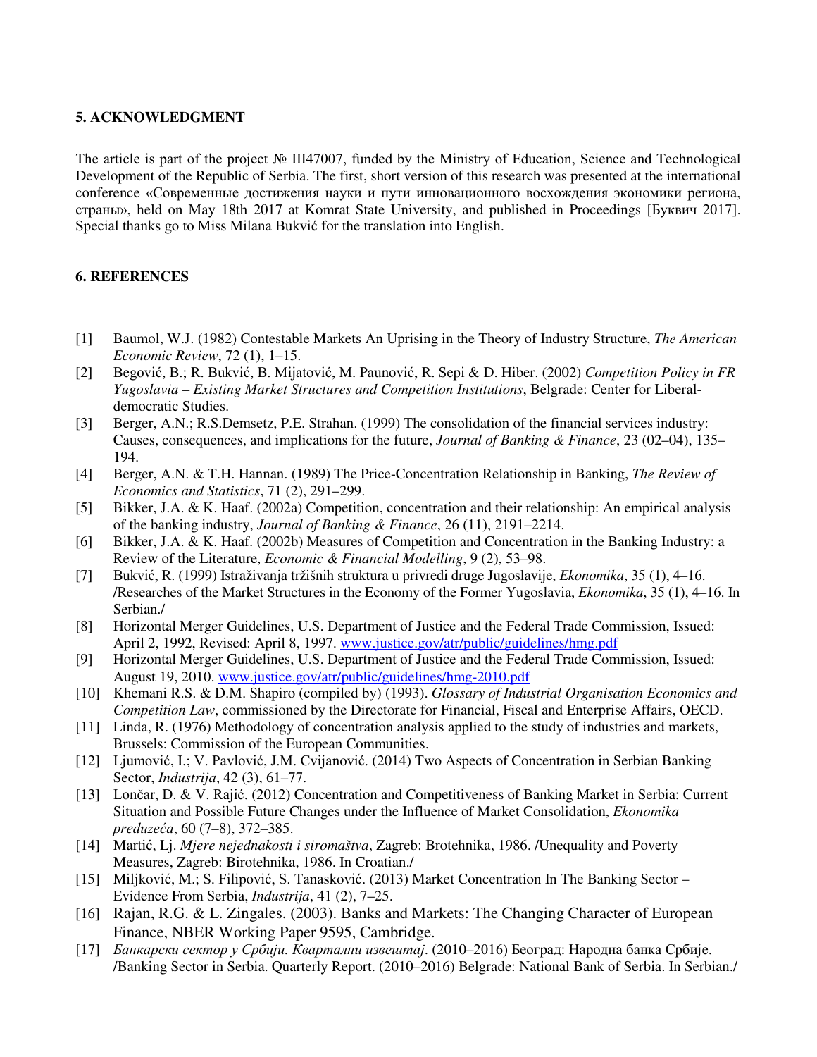## 5. ACKNOWLEDGMENT

The article is part of the project № III47007, funded by the Ministry of Education, Science and Technological Development of the Republic of Serbia. The first, short version of this research was presented at the international conference «Современные достижения науки и пути инновационного восхождения экономики региона, страны», held on May 18th 2017 at Komrat State University, and published in Proceedings [Буквич 2017]. Special thanks go to Miss Milana Bukvić for the translation into English.

## 6. REFERENCES

[1] Baumol, W.J. (1982) Contestable Markets An Uprising in the Theory of Industry Structure, *The American Economic Review*, 72 (1), 1–15.

[2] Begović, B.; R. Bukvić, B. Mijatović, M. Paunović, R. Sepi & D. Hiber. (2002) *Competition Policy in FR Yugoslavia – Existing Market Structures and Competition Institutions*, Belgrade: Center for Liberal-democratic Studies.

[3] Berger, A.N.; R.S.Demsetz, P.E. Strahan. (1999) The consolidation of the financial services industry: Causes, consequences, and implications for the future, *Journal of Banking & Finance*, 23 (02–04), 135–194.

[4] Berger, A.N. & T.H. Hannan. (1989) The Price-Concentration Relationship in Banking, *The Review of Economics and Statistics*, 71 (2), 291–299.

[5] Bikker, J.A. & K. Haaf. (2002a) Competition, concentration and their relationship: An empirical analysis of the banking industry, *Journal of Banking & Finance*, 26 (11), 2191–2214.

[6] Bikker, J.A. & K. Haaf. (2002b) Measures of Competition and Concentration in the Banking Industry: a Review of the Literature, *Economic & Financial Modelling*, 9 (2), 53–98.

[7] Bukvić, R. (1999) Istraživanja tržišnih struktura u privredi druge Jugoslavije, *Ekonomika*, 35 (1), 4–16. /Researches of the Market Structures in the Economy of the Former Yugoslavia, *Ekonomika*, 35 (1), 4–16. In Serbian./

[8] Horizontal Merger Guidelines, U.S. Department of Justice and the Federal Trade Commission, Issued: April 2, 1992, Revised: April 8, 1997. www.justice.gov/atr/public/guidelines/hmg.pdf

[9] Horizontal Merger Guidelines, U.S. Department of Justice and the Federal Trade Commission, Issued: August 19, 2010. www.justice.gov/atr/public/guidelines/hmg-2010.pdf

[10] Khemani R.S. & D.M. Shapiro (compiled by) (1993). *Glossary of Industrial Organisation Economics and Competition Law*, commissioned by the Directorate for Financial, Fiscal and Enterprise Affairs, OECD.

[11] Linda, R. (1976) Methodology of concentration analysis applied to the study of industries and markets, Brussels: Commission of the European Communities.

[12] Ljumović, I.; V. Pavlović, J.M. Cvijanović. (2014) Two Aspects of Concentration in Serbian Banking Sector, *Industrija*, 42 (3), 61–77.

[13] Lončar, D. & V. Rajić. (2012) Concentration and Competitiveness of Banking Market in Serbia: Current Situation and Possible Future Changes under the Influence of Market Consolidation, *Ekonomika preduzeća*, 60 (7–8), 372–385.

[14] Martić, Lj. *Mjere nejednakosti i siromaštva*, Zagreb: Brotehnika, 1986. /Unequality and Poverty Measures, Zagreb: Birotehnika, 1986. In Croatian./

[15] Miljković, M.; S. Filipović, S. Tanasković. (2013) Market Concentration In The Banking Sector – Evidence From Serbia, *Industrija*, 41 (2), 7–25.

[16] Rajan, R.G. & L. Zingales. (2003). Banks and Markets: The Changing Character of European Finance, NBER Working Paper 9595, Cambridge.

[17] *Банкарски сектор у Србији. Квартални извештај*. (2010–2016) Београд: Народна банка Србије. /Banking Sector in Serbia. Quarterly Report. (2010–2016) Belgrade: National Bank of Serbia. In Serbian./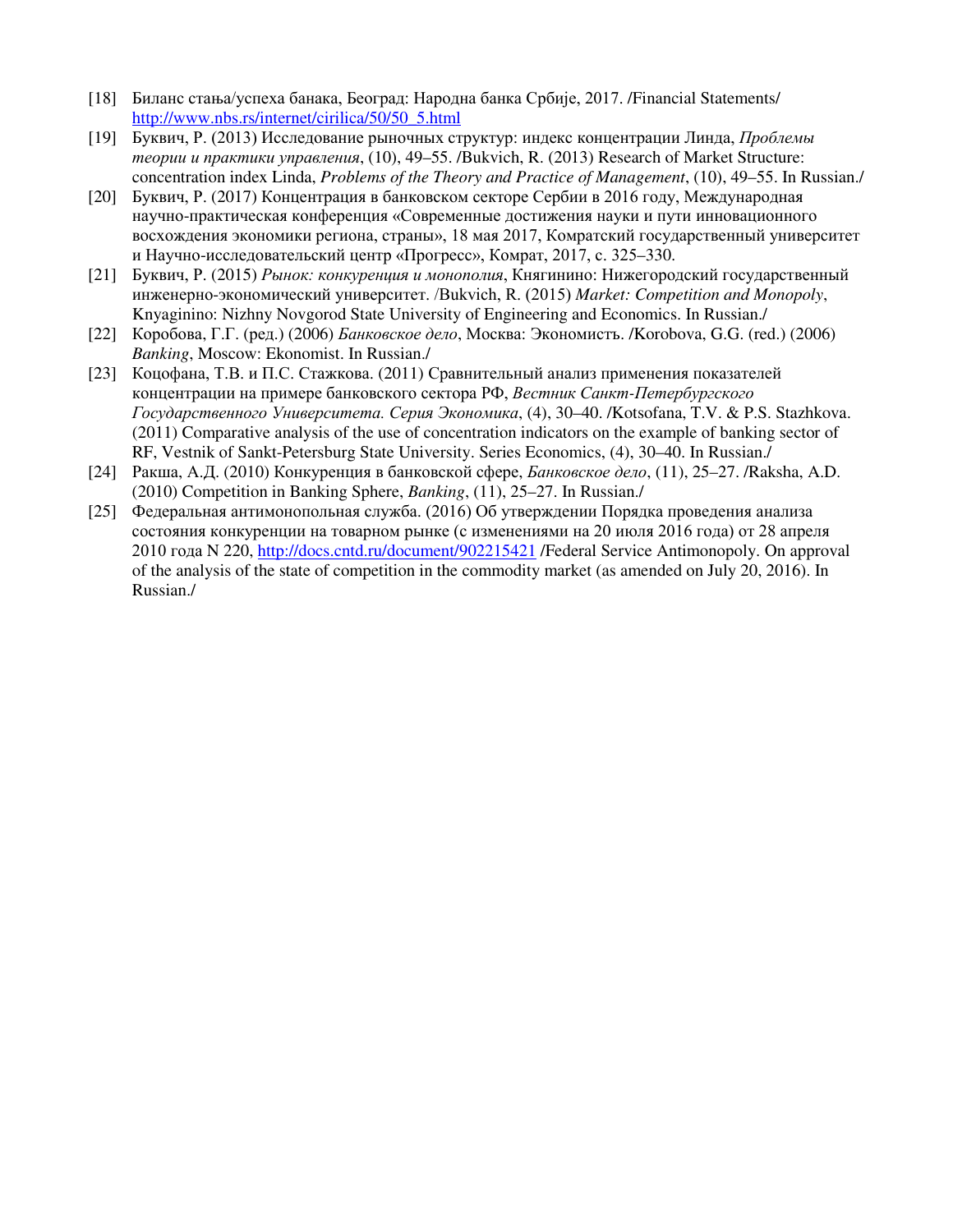[18] Биланс стања/успеха банака, Београд: Народна банка Србије, 2017. /Financial Statements/ http://www.nbs.rs/internet/cirilica/50/50_5.html

[19] Буквич, Р. (2013) Исследование рыночных структур: индекс концентрации Линда, *Проблемы теории и практики управления*, (10), 49–55. /Bukvich, R. (2013) Research of Market Structure: concentration index Linda, *Problems of the Theory and Practice of Management*, (10), 49–55. In Russian./

[20] Буквич, Р. (2017) Концентрация в банковском секторе Сербии в 2016 году, Международная научно-практическая конференция «Современные достижения науки и пути инновационного восхождения экономики региона, страны», 18 мая 2017, Комратский государственный университет и Научно-исследовательский центр «Прогресс», Комрат, 2017, с. 325–330.

[21] Буквич, Р. (2015) *Рынок: конкуренция и монополия*, Княгинино: Нижегородский государственный инженерно-экономический университет. /Bukvich, R. (2015) *Market: Competition and Monopoly*, Knyaginino: Nizhny Novgorod State University of Engineering and Economics. In Russian./

[22] Коробова, Г.Г. (ред.) (2006) *Банковское дело*, Москва: Экономистъ. /Korobova, G.G. (red.) (2006) *Banking*, Moscow: Ekonomist. In Russian./

[23] Коцофана, Т.В. и П.С. Стажкова. (2011) Сравнительный анализ применения показателей концентрации на примере банковского сектора РФ, *Вестник Санкт-Петербургского Государственного Университета. Серия Экономика*, (4), 30–40. /Kotsofana, T.V. & P.S. Stazhkova. (2011) Comparative analysis of the use of concentration indicators on the example of banking sector of RF, Vestnik of Sankt-Petersburg State University. Series Economics, (4), 30–40. In Russian./

[24] Ракша, А.Д. (2010) Конкуренция в банковской сфере, *Банковское дело*, (11), 25–27. /Raksha, A.D. (2010) Competition in Banking Sphere, *Banking*, (11), 25–27. In Russian./

[25] Федеральная антимонопольная служба. (2016) Об утверждении Порядка проведения анализа состояния конкуренции на товарном рынке (с изменениями на 20 июля 2016 года) от 28 апреля 2010 года N 220, http://docs.cntd.ru/document/902215421 /Federal Service Antimonopoly. On approval of the analysis of the state of competition in the commodity market (as amended on July 20, 2016). In Russian./